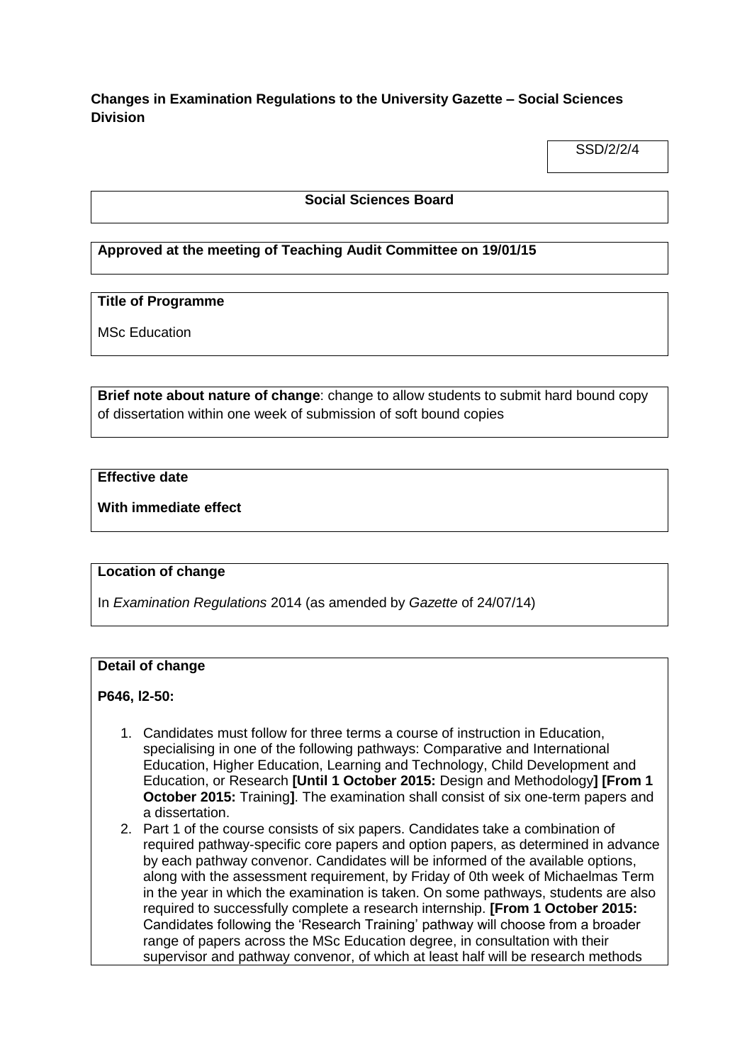**Changes in Examination Regulations to the University Gazette – Social Sciences Division**

SSD/2/2/4

**Social Sciences Board**

**Approved at the meeting of Teaching Audit Committee on 19/01/15**

**Title of Programme**

MSc Education

**Brief note about nature of change**: change to allow students to submit hard bound copy of dissertation within one week of submission of soft bound copies

**Effective date**

**With immediate effect**

**Location of change**

In *Examination Regulations* 2014 (as amended by *Gazette* of 24/07/14)

**Detail of change**

**P646, l2-50:**

1. Candidates must follow for three terms a course of instruction in Education, specialising in one of the following pathways: Comparative and International Education, Higher Education, Learning and Technology, Child Development and Education, or Research **[Until 1 October 2015:** Design and Methodology**] [From 1 October 2015:** Training**]**. The examination shall consist of six one-term papers and a dissertation.
2. Part 1 of the course consists of six papers. Candidates take a combination of required pathway-specific core papers and option papers, as determined in advance by each pathway convenor. Candidates will be informed of the available options, along with the assessment requirement, by Friday of 0th week of Michaelmas Term in the year in which the examination is taken. On some pathways, students are also required to successfully complete a research internship. **[From 1 October 2015:** Candidates following the 'Research Training' pathway will choose from a broader range of papers across the MSc Education degree, in consultation with their supervisor and pathway convenor, of which at least half will be research methods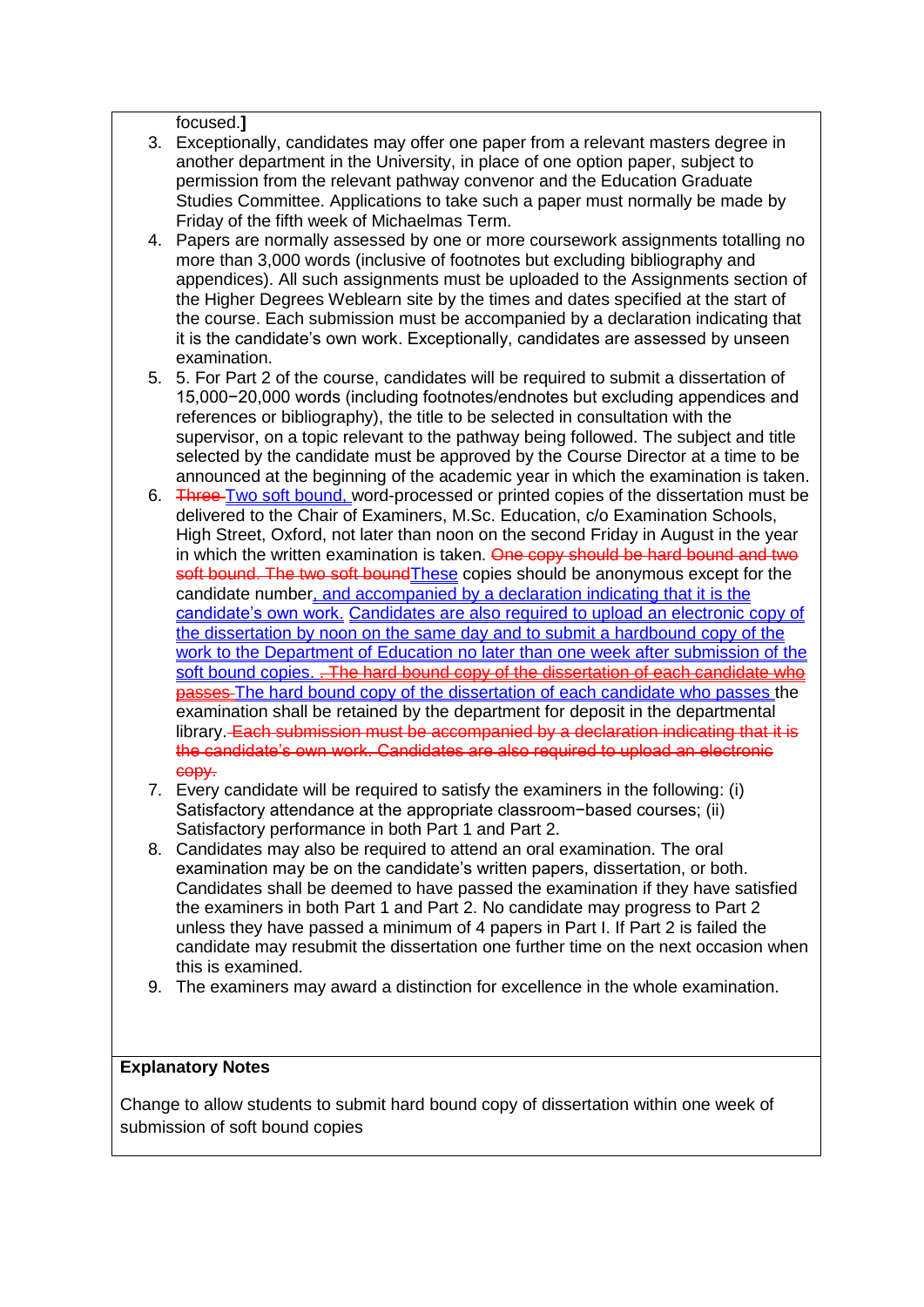focused.**]**

3. Exceptionally, candidates may offer one paper from a relevant masters degree in another department in the University, in place of one option paper, subject to permission from the relevant pathway convenor and the Education Graduate Studies Committee. Applications to take such a paper must normally be made by Friday of the fifth week of Michaelmas Term.
4. Papers are normally assessed by one or more coursework assignments totalling no more than 3,000 words (inclusive of footnotes but excluding bibliography and appendices). All such assignments must be uploaded to the Assignments section of the Higher Degrees Weblearn site by the times and dates specified at the start of the course. Each submission must be accompanied by a declaration indicating that it is the candidate's own work. Exceptionally, candidates are assessed by unseen examination.
5. 5. For Part 2 of the course, candidates will be required to submit a dissertation of 15,000−20,000 words (including footnotes/endnotes but excluding appendices and references or bibliography), the title to be selected in consultation with the supervisor, on a topic relevant to the pathway being followed. The subject and title selected by the candidate must be approved by the Course Director at a time to be announced at the beginning of the academic year in which the examination is taken.
6. ~~Three~~ Two soft bound, word-processed or printed copies of the dissertation must be delivered to the Chair of Examiners, M.Sc. Education, c/o Examination Schools, High Street, Oxford, not later than noon on the second Friday in August in the year in which the written examination is taken. ~~One copy should be hard bound and two soft bound. The two soft bound~~These copies should be anonymous except for the candidate number, and accompanied by a declaration indicating that it is the candidate's own work. Candidates are also required to upload an electronic copy of the dissertation by noon on the same day and to submit a hardbound copy of the work to the Department of Education no later than one week after submission of the soft bound copies. ~~. The hard bound copy of the dissertation of each candidate who passes~~ The hard bound copy of the dissertation of each candidate who passes the examination shall be retained by the department for deposit in the departmental library. ~~Each submission must be accompanied by a declaration indicating that it is the candidate's own work. Candidates are also required to upload an electronic copy.~~
7. Every candidate will be required to satisfy the examiners in the following: (i) Satisfactory attendance at the appropriate classroom−based courses; (ii) Satisfactory performance in both Part 1 and Part 2.
8. Candidates may also be required to attend an oral examination. The oral examination may be on the candidate's written papers, dissertation, or both. Candidates shall be deemed to have passed the examination if they have satisfied the examiners in both Part 1 and Part 2. No candidate may progress to Part 2 unless they have passed a minimum of 4 papers in Part I. If Part 2 is failed the candidate may resubmit the dissertation one further time on the next occasion when this is examined.
9. The examiners may award a distinction for excellence in the whole examination.

**Explanatory Notes**

Change to allow students to submit hard bound copy of dissertation within one week of submission of soft bound copies